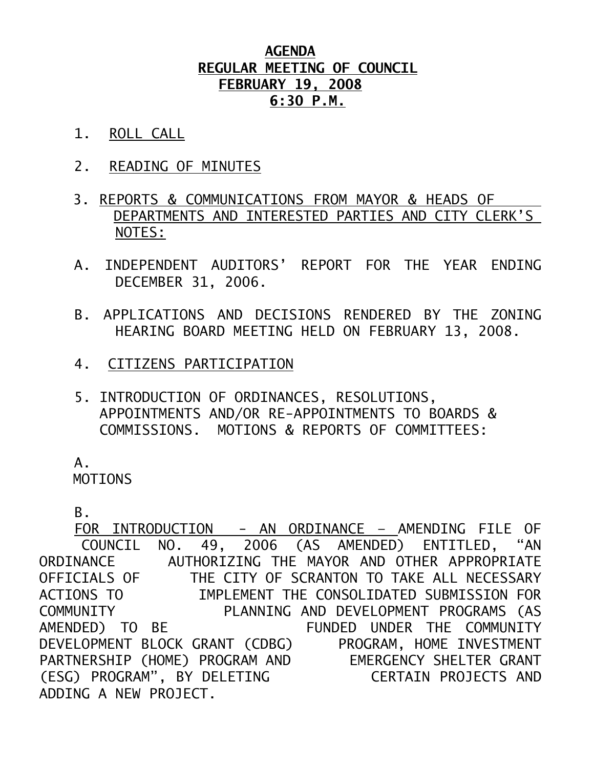# AGENDA
## REGULAR MEETING OF COUNCIL
## FEBRUARY 19, 2008
## 6:30 P.M.

1. ROLL CALL

2. READING OF MINUTES

3. REPORTS & COMMUNICATIONS FROM MAYOR & HEADS OF DEPARTMENTS AND INTERESTED PARTIES AND CITY CLERK'S NOTES:

A. INDEPENDENT AUDITORS' REPORT FOR THE YEAR ENDING DECEMBER 31, 2006.

B. APPLICATIONS AND DECISIONS RENDERED BY THE ZONING HEARING BOARD MEETING HELD ON FEBRUARY 13, 2008.

4. CITIZENS PARTICIPATION

5. INTRODUCTION OF ORDINANCES, RESOLUTIONS, APPOINTMENTS AND/OR RE-APPOINTMENTS TO BOARDS & COMMISSIONS. MOTIONS & REPORTS OF COMMITTEES:

A. MOTIONS

B. FOR INTRODUCTION - AN ORDINANCE – AMENDING FILE OF COUNCIL NO. 49, 2006 (AS AMENDED) ENTITLED, "AN ORDINANCE AUTHORIZING THE MAYOR AND OTHER APPROPRIATE OFFICIALS OF THE CITY OF SCRANTON TO TAKE ALL NECESSARY ACTIONS TO IMPLEMENT THE CONSOLIDATED SUBMISSION FOR COMMUNITY PLANNING AND DEVELOPMENT PROGRAMS (AS AMENDED) TO BE FUNDED UNDER THE COMMUNITY DEVELOPMENT BLOCK GRANT (CDBG) PROGRAM, HOME INVESTMENT PARTNERSHIP (HOME) PROGRAM AND EMERGENCY SHELTER GRANT (ESG) PROGRAM", BY DELETING CERTAIN PROJECTS AND ADDING A NEW PROJECT.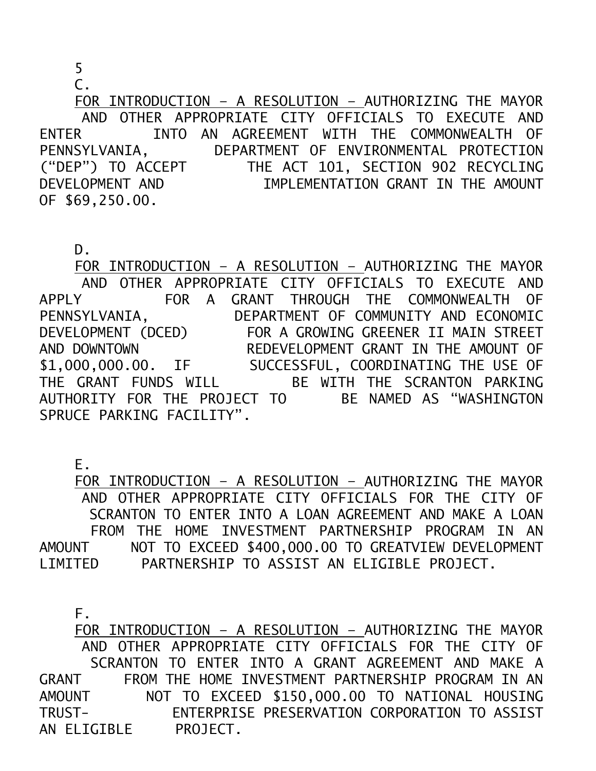5

C.

<u>FOR INTRODUCTION – A RESOLUTION –</u> AUTHORIZING THE MAYOR AND OTHER APPROPRIATE CITY OFFICIALS TO EXECUTE AND ENTER INTO AN AGREEMENT WITH THE COMMONWEALTH OF PENNSYLVANIA, DEPARTMENT OF ENVIRONMENTAL PROTECTION ("DEP") TO ACCEPT THE ACT 101, SECTION 902 RECYCLING DEVELOPMENT AND IMPLEMENTATION GRANT IN THE AMOUNT OF $69,250.00.

D.

<u>FOR INTRODUCTION – A RESOLUTION –</u> AUTHORIZING THE MAYOR AND OTHER APPROPRIATE CITY OFFICIALS TO EXECUTE AND APPLY FOR A GRANT THROUGH THE COMMONWEALTH OF PENNSYLVANIA, DEPARTMENT OF COMMUNITY AND ECONOMIC DEVELOPMENT (DCED) FOR A GROWING GREENER II MAIN STREET AND DOWNTOWN REDEVELOPMENT GRANT IN THE AMOUNT OF $1,000,000.00. IF SUCCESSFUL, COORDINATING THE USE OF THE GRANT FUNDS WILL BE WITH THE SCRANTON PARKING AUTHORITY FOR THE PROJECT TO BE NAMED AS "WASHINGTON SPRUCE PARKING FACILITY".

E.

<u>FOR INTRODUCTION – A RESOLUTION –</u> AUTHORIZING THE MAYOR AND OTHER APPROPRIATE CITY OFFICIALS FOR THE CITY OF SCRANTON TO ENTER INTO A LOAN AGREEMENT AND MAKE A LOAN FROM THE HOME INVESTMENT PARTNERSHIP PROGRAM IN AN AMOUNT NOT TO EXCEED $400,000.00 TO GREATVIEW DEVELOPMENT LIMITED PARTNERSHIP TO ASSIST AN ELIGIBLE PROJECT.

F.

<u>FOR INTRODUCTION – A RESOLUTION –</u> AUTHORIZING THE MAYOR AND OTHER APPROPRIATE CITY OFFICIALS FOR THE CITY OF SCRANTON TO ENTER INTO A GRANT AGREEMENT AND MAKE A GRANT FROM THE HOME INVESTMENT PARTNERSHIP PROGRAM IN AN AMOUNT NOT TO EXCEED $150,000.00 TO NATIONAL HOUSING TRUST-ENTERPRISE PRESERVATION CORPORATION TO ASSIST AN ELIGIBLE PROJECT.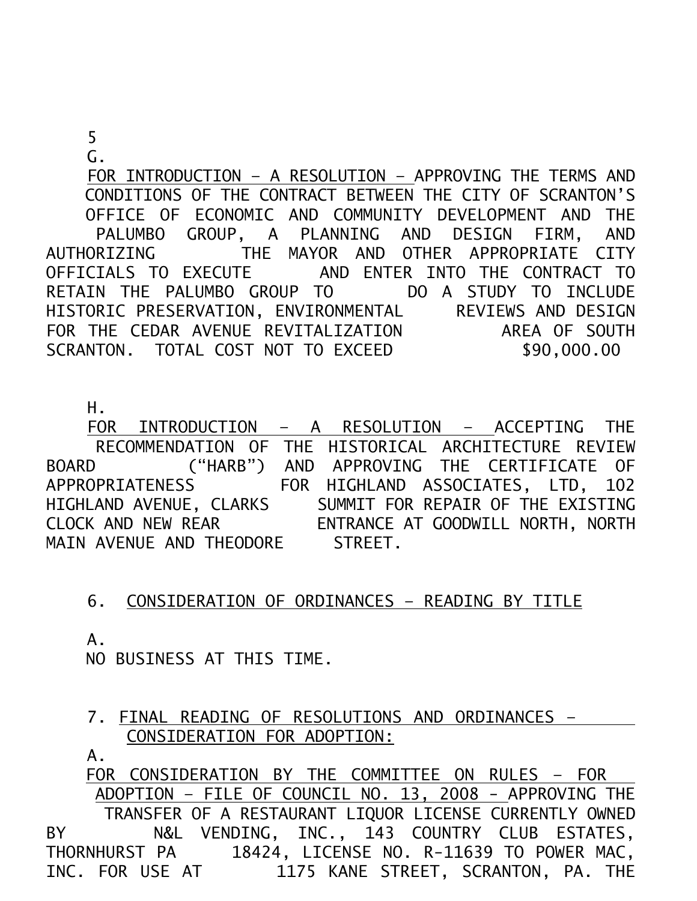5

G.

FOR INTRODUCTION – A RESOLUTION – APPROVING THE TERMS AND CONDITIONS OF THE CONTRACT BETWEEN THE CITY OF SCRANTON'S OFFICE OF ECONOMIC AND COMMUNITY DEVELOPMENT AND THE PALUMBO GROUP, A PLANNING AND DESIGN FIRM, AND AUTHORIZING THE MAYOR AND OTHER APPROPRIATE CITY OFFICIALS TO EXECUTE AND ENTER INTO THE CONTRACT TO RETAIN THE PALUMBO GROUP TO DO A STUDY TO INCLUDE HISTORIC PRESERVATION, ENVIRONMENTAL REVIEWS AND DESIGN FOR THE CEDAR AVENUE REVITALIZATION AREA OF SOUTH SCRANTON. TOTAL COST NOT TO EXCEED $90,000.00

H.

FOR INTRODUCTION – A RESOLUTION – ACCEPTING THE RECOMMENDATION OF THE HISTORICAL ARCHITECTURE REVIEW BOARD ("HARB") AND APPROVING THE CERTIFICATE OF APPROPRIATENESS FOR HIGHLAND ASSOCIATES, LTD, 102 HIGHLAND AVENUE, CLARKS SUMMIT FOR REPAIR OF THE EXISTING CLOCK AND NEW REAR ENTRANCE AT GOODWILL NORTH, NORTH MAIN AVENUE AND THEODORE STREET.

6. CONSIDERATION OF ORDINANCES – READING BY TITLE

A.

NO BUSINESS AT THIS TIME.

7. FINAL READING OF RESOLUTIONS AND ORDINANCES – CONSIDERATION FOR ADOPTION:

A.

FOR CONSIDERATION BY THE COMMITTEE ON RULES – FOR ADOPTION – FILE OF COUNCIL NO. 13, 2008 - APPROVING THE TRANSFER OF A RESTAURANT LIQUOR LICENSE CURRENTLY OWNED BY N&L VENDING, INC., 143 COUNTRY CLUB ESTATES, THORNHURST PA 18424, LICENSE NO. R-11639 TO POWER MAC, INC. FOR USE AT 1175 KANE STREET, SCRANTON, PA. THE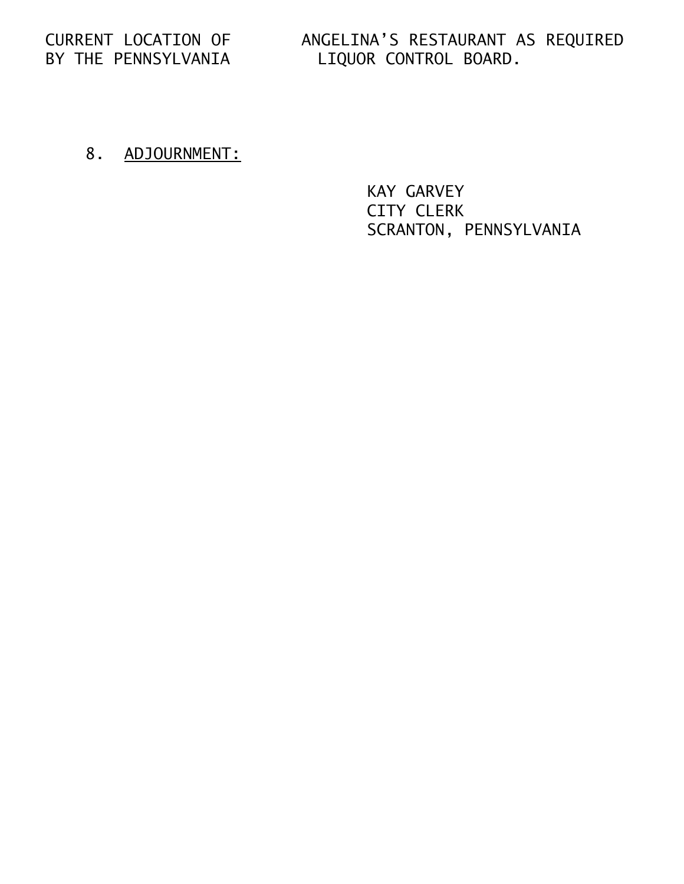CURRENT LOCATION OF ANGELINA'S RESTAURANT AS REQUIRED BY THE PENNSYLVANIA LIQUOR CONTROL BOARD.

8. <u>ADJOURNMENT:</u>

KAY GARVEY
CITY CLERK
SCRANTON, PENNSYLVANIA